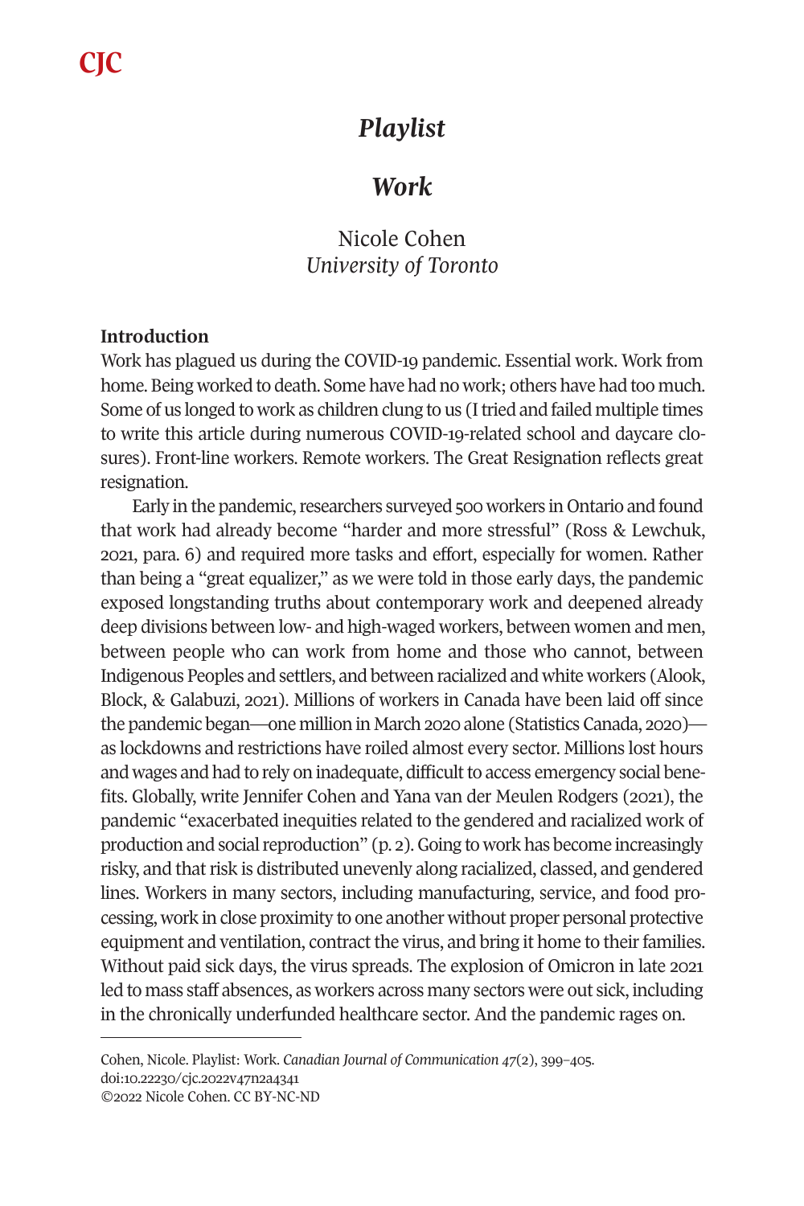# *Playlist*

## *Work*

Nicole Cohen
*University of Toronto*

### Introduction

Work has plagued us during the COVID-19 pandemic. Essential work. Work from home. Being worked to death. Some have had no work; others have had too much. Some of us longed to work as children clung to us (I tried and failed multiple times to write this article during numerous COVID-19-related school and daycare closures). Front-line workers. Remote workers. The Great Resignation reflects great resignation.

Early in the pandemic, researchers surveyed 500 workers in Ontario and found that work had already become "harder and more stressful" (Ross & Lewchuk, 2021, para. 6) and required more tasks and effort, especially for women. Rather than being a "great equalizer," as we were told in those early days, the pandemic exposed longstanding truths about contemporary work and deepened already deep divisions between low- and high-waged workers, between women and men, between people who can work from home and those who cannot, between Indigenous Peoples and settlers, and between racialized and white workers (Alook, Block, & Galabuzi, 2021). Millions of workers in Canada have been laid off since the pandemic began—one million in March 2020 alone (Statistics Canada, 2020)—as lockdowns and restrictions have roiled almost every sector. Millions lost hours and wages and had to rely on inadequate, difficult to access emergency social benefits. Globally, write Jennifer Cohen and Yana van der Meulen Rodgers (2021), the pandemic "exacerbated inequities related to the gendered and racialized work of production and social reproduction" (p. 2). Going to work has become increasingly risky, and that risk is distributed unevenly along racialized, classed, and gendered lines. Workers in many sectors, including manufacturing, service, and food processing, work in close proximity to one another without proper personal protective equipment and ventilation, contract the virus, and bring it home to their families. Without paid sick days, the virus spreads. The explosion of Omicron in late 2021 led to mass staff absences, as workers across many sectors were out sick, including in the chronically underfunded healthcare sector. And the pandemic rages on.

---

Cohen, Nicole. Playlist: Work. *Canadian Journal of Communication 47*(2), 399–405.
doi:10.22230/cjc.2022v47n2a4341
©2022 Nicole Cohen. CC BY-NC-ND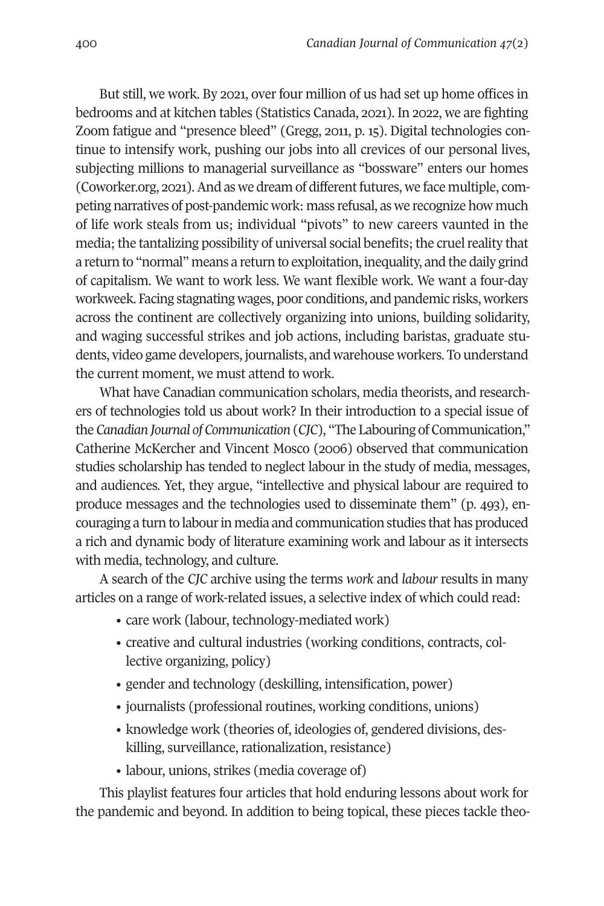But still, we work. By 2021, over four million of us had set up home offices in bedrooms and at kitchen tables (Statistics Canada, 2021). In 2022, we are fighting Zoom fatigue and "presence bleed" (Gregg, 2011, p. 15). Digital technologies continue to intensify work, pushing our jobs into all crevices of our personal lives, subjecting millions to managerial surveillance as "bossware" enters our homes (Coworker.org, 2021). And as we dream of different futures, we face multiple, competing narratives of post-pandemic work: mass refusal, as we recognize how much of life work steals from us; individual "pivots" to new careers vaunted in the media; the tantalizing possibility of universal social benefits; the cruel reality that a return to "normal" means a return to exploitation, inequality, and the daily grind of capitalism. We want to work less. We want flexible work. We want a four-day workweek. Facing stagnating wages, poor conditions, and pandemic risks, workers across the continent are collectively organizing into unions, building solidarity, and waging successful strikes and job actions, including baristas, graduate students, video game developers, journalists, and warehouse workers. To understand the current moment, we must attend to work.

What have Canadian communication scholars, media theorists, and researchers of technologies told us about work? In their introduction to a special issue of the *Canadian Journal of Communication* (*CJC*), "The Labouring of Communication," Catherine McKercher and Vincent Mosco (2006) observed that communication studies scholarship has tended to neglect labour in the study of media, messages, and audiences. Yet, they argue, "intellective and physical labour are required to produce messages and the technologies used to disseminate them" (p. 493), encouraging a turn to labour in media and communication studies that has produced a rich and dynamic body of literature examining work and labour as it intersects with media, technology, and culture.

A search of the *CJC* archive using the terms *work* and *labour* results in many articles on a range of work-related issues, a selective index of which could read:

- care work (labour, technology-mediated work)
- creative and cultural industries (working conditions, contracts, collective organizing, policy)
- gender and technology (deskilling, intensification, power)
- journalists (professional routines, working conditions, unions)
- knowledge work (theories of, ideologies of, gendered divisions, deskilling, surveillance, rationalization, resistance)
- labour, unions, strikes (media coverage of)

This playlist features four articles that hold enduring lessons about work for the pandemic and beyond. In addition to being topical, these pieces tackle theo-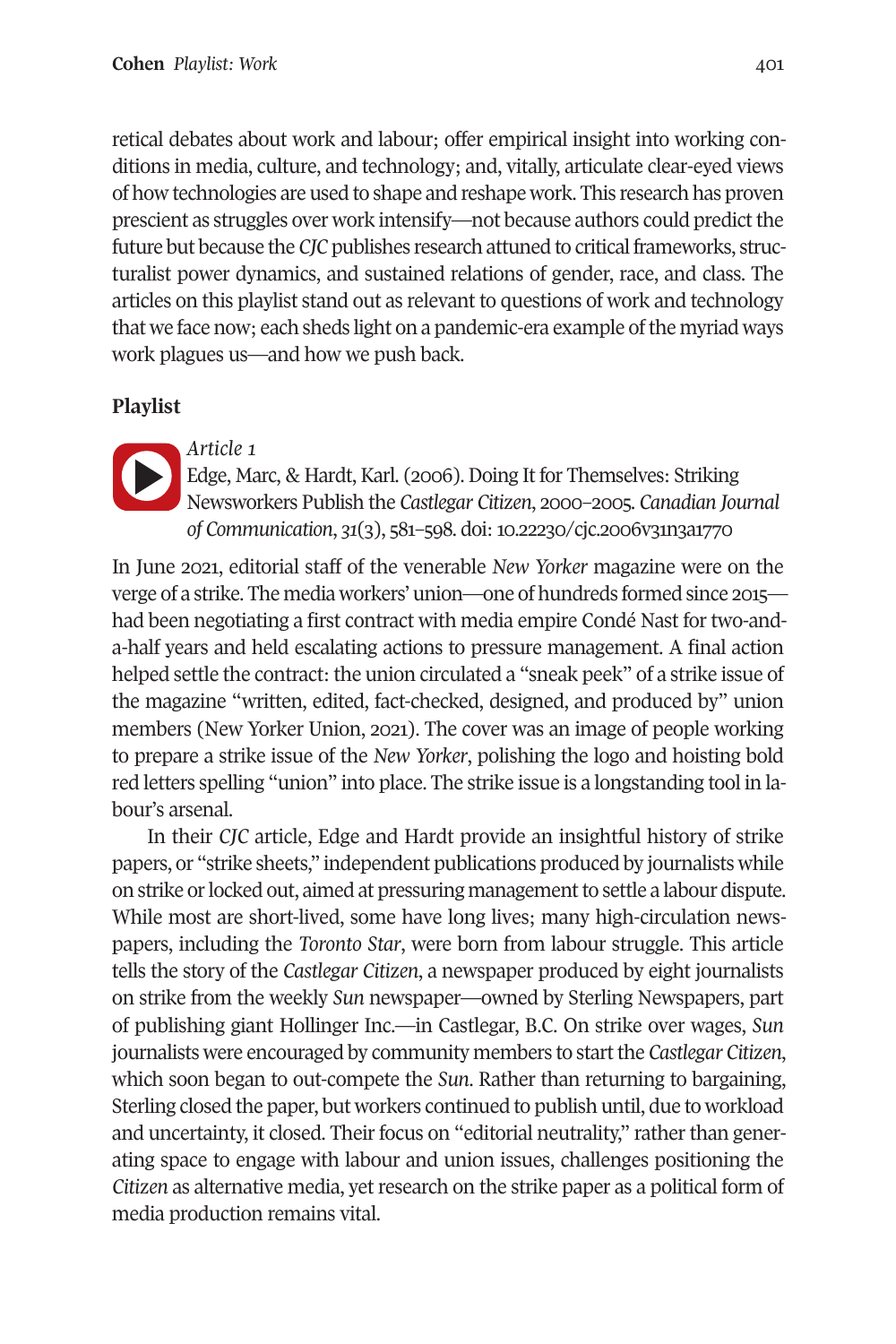retical debates about work and labour; offer empirical insight into working conditions in media, culture, and technology; and, vitally, articulate clear-eyed views of how technologies are used to shape and reshape work. This research has proven prescient as struggles over work intensify—not because authors could predict the future but because the *CJC* publishes research attuned to critical frameworks, structuralist power dynamics, and sustained relations of gender, race, and class. The articles on this playlist stand out as relevant to questions of work and technology that we face now; each sheds light on a pandemic-era example of the myriad ways work plagues us—and how we push back.

## Playlist

*Article 1*
Edge, Marc, & Hardt, Karl. (2006). Doing It for Themselves: Striking Newsworkers Publish the *Castlegar Citizen*, 2000–2005. *Canadian Journal of Communication*, *31*(3), 581–598. doi: 10.22230/cjc.2006v31n3a1770

In June 2021, editorial staff of the venerable *New Yorker* magazine were on the verge of a strike. The media workers' union—one of hundreds formed since 2015—had been negotiating a first contract with media empire Condé Nast for two-and-a-half years and held escalating actions to pressure management. A final action helped settle the contract: the union circulated a "sneak peek" of a strike issue of the magazine "written, edited, fact-checked, designed, and produced by" union members (New Yorker Union, 2021). The cover was an image of people working to prepare a strike issue of the *New Yorker*, polishing the logo and hoisting bold red letters spelling "union" into place. The strike issue is a longstanding tool in labour's arsenal.

In their *CJC* article, Edge and Hardt provide an insightful history of strike papers, or "strike sheets," independent publications produced by journalists while on strike or locked out, aimed at pressuring management to settle a labour dispute. While most are short-lived, some have long lives; many high-circulation newspapers, including the *Toronto Star*, were born from labour struggle. This article tells the story of the *Castlegar Citizen*, a newspaper produced by eight journalists on strike from the weekly *Sun* newspaper—owned by Sterling Newspapers, part of publishing giant Hollinger Inc.—in Castlegar, B.C. On strike over wages, *Sun* journalists were encouraged by community members to start the *Castlegar Citizen*, which soon began to out-compete the *Sun*. Rather than returning to bargaining, Sterling closed the paper, but workers continued to publish until, due to workload and uncertainty, it closed. Their focus on "editorial neutrality," rather than generating space to engage with labour and union issues, challenges positioning the *Citizen* as alternative media, yet research on the strike paper as a political form of media production remains vital.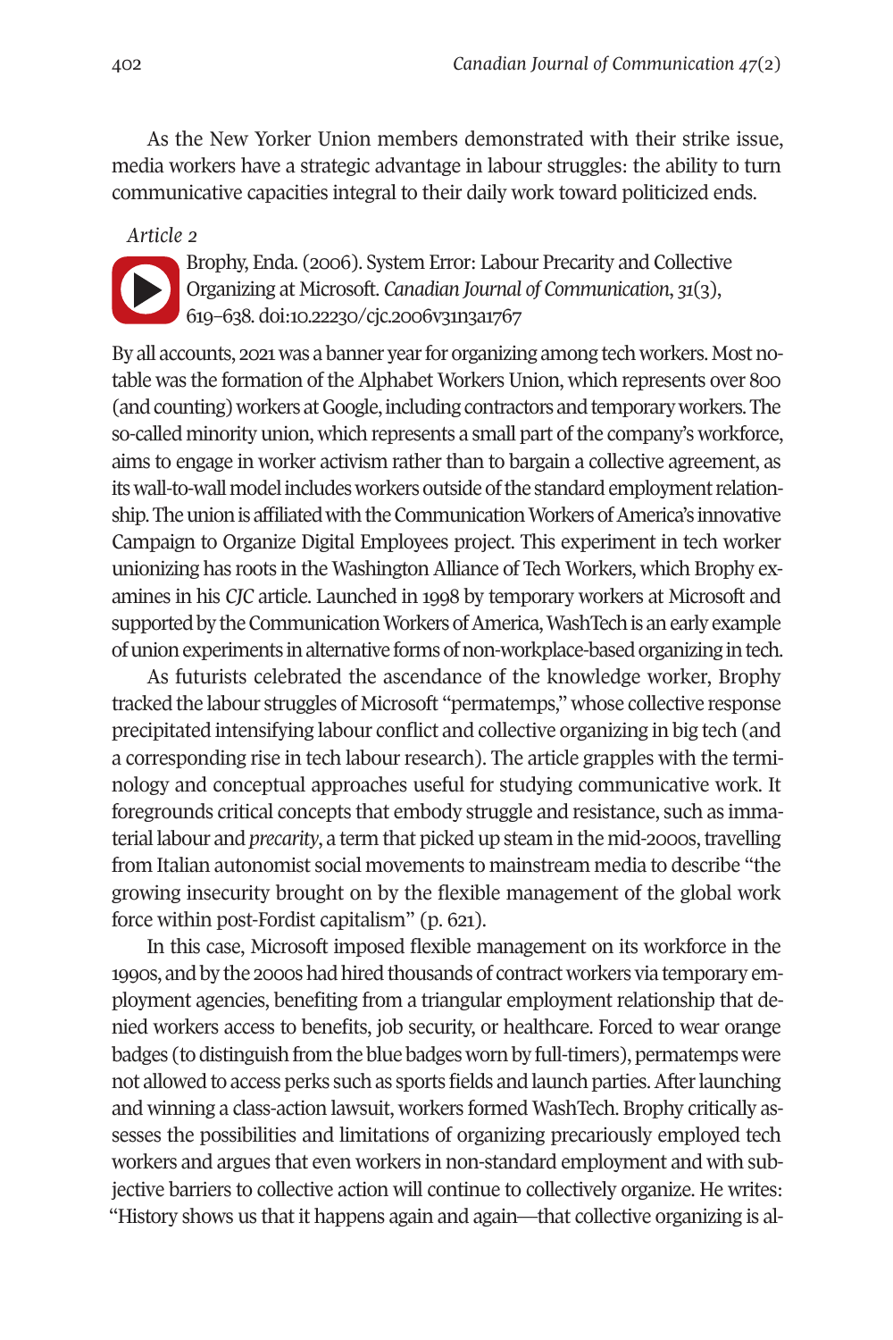As the New Yorker Union members demonstrated with their strike issue, media workers have a strategic advantage in labour struggles: the ability to turn communicative capacities integral to their daily work toward politicized ends.

*Article 2*

Brophy, Enda. (2006). System Error: Labour Precarity and Collective Organizing at Microsoft. *Canadian Journal of Communication*, *31*(3), 619–638. doi:10.22230/cjc.2006v31n3a1767

By all accounts, 2021 was a banner year for organizing among tech workers. Most notable was the formation of the Alphabet Workers Union, which represents over 800 (and counting) workers at Google, including contractors and temporary workers. The so-called minority union, which represents a small part of the company's workforce, aims to engage in worker activism rather than to bargain a collective agreement, as its wall-to-wall model includes workers outside of the standard employment relationship. The union is affiliated with the Communication Workers of America's innovative Campaign to Organize Digital Employees project. This experiment in tech worker unionizing has roots in the Washington Alliance of Tech Workers, which Brophy examines in his *CJC* article. Launched in 1998 by temporary workers at Microsoft and supported by the Communication Workers of America, WashTech is an early example of union experiments in alternative forms of non-workplace-based organizing in tech.

As futurists celebrated the ascendance of the knowledge worker, Brophy tracked the labour struggles of Microsoft "permatemps," whose collective response precipitated intensifying labour conflict and collective organizing in big tech (and a corresponding rise in tech labour research). The article grapples with the terminology and conceptual approaches useful for studying communicative work. It foregrounds critical concepts that embody struggle and resistance, such as immaterial labour and *precarity*, a term that picked up steam in the mid-2000s, travelling from Italian autonomist social movements to mainstream media to describe "the growing insecurity brought on by the flexible management of the global work force within post-Fordist capitalism" (p. 621).

In this case, Microsoft imposed flexible management on its workforce in the 1990s, and by the 2000s had hired thousands of contract workers via temporary employment agencies, benefiting from a triangular employment relationship that denied workers access to benefits, job security, or healthcare. Forced to wear orange badges (to distinguish from the blue badges worn by full-timers), permatemps were not allowed to access perks such as sports fields and launch parties. After launching and winning a class-action lawsuit, workers formed WashTech. Brophy critically assesses the possibilities and limitations of organizing precariously employed tech workers and argues that even workers in non-standard employment and with subjective barriers to collective action will continue to collectively organize. He writes: "History shows us that it happens again and again—that collective organizing is al-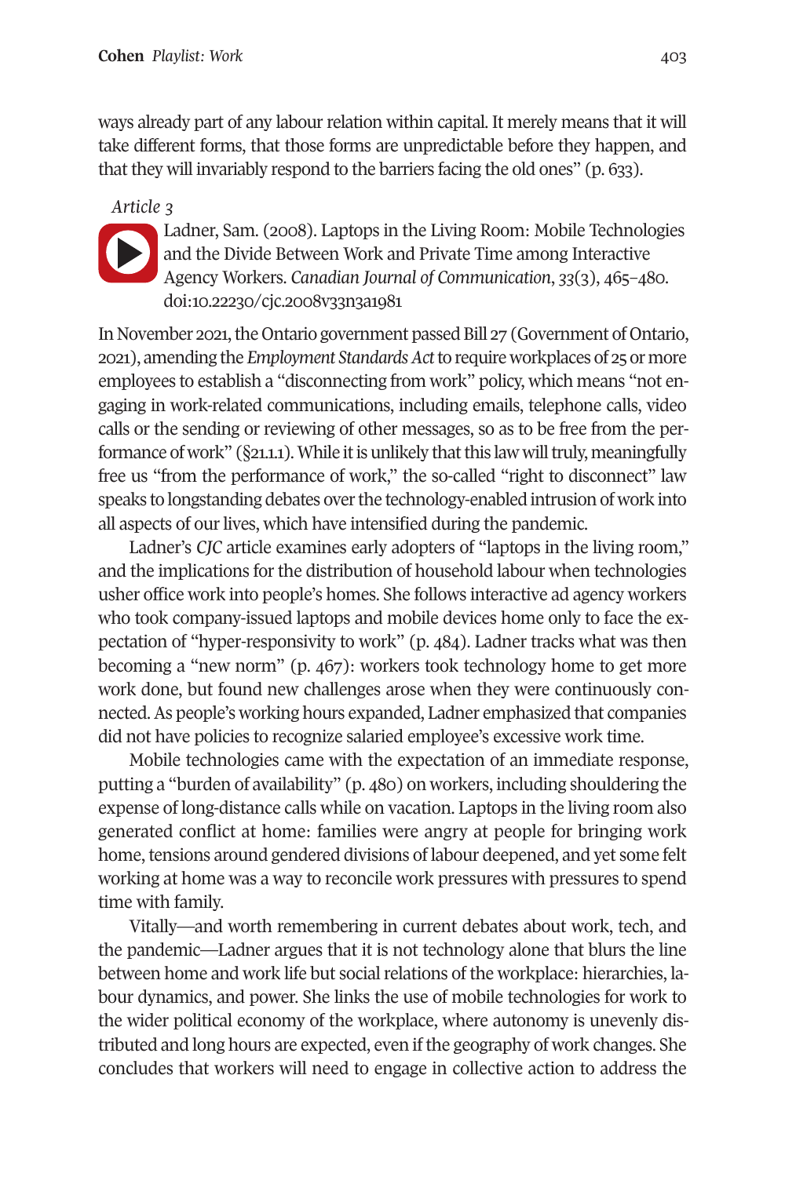ways already part of any labour relation within capital. It merely means that it will take different forms, that those forms are unpredictable before they happen, and that they will invariably respond to the barriers facing the old ones" (p. 633).

*Article 3*

Ladner, Sam. (2008). Laptops in the Living Room: Mobile Technologies and the Divide Between Work and Private Time among Interactive Agency Workers. *Canadian Journal of Communication*, *33*(3), 465–480. doi:10.22230/cjc.2008v33n3a1981

In November 2021, the Ontario government passed Bill 27 (Government of Ontario, 2021), amending the *Employment Standards Act* to require workplaces of 25 or more employees to establish a "disconnecting from work" policy, which means "not engaging in work-related communications, including emails, telephone calls, video calls or the sending or reviewing of other messages, so as to be free from the performance of work" (§21.1.1). While it is unlikely that this law will truly, meaningfully free us "from the performance of work," the so-called "right to disconnect" law speaks to longstanding debates over the technology-enabled intrusion of work into all aspects of our lives, which have intensified during the pandemic.

Ladner's *CJC* article examines early adopters of "laptops in the living room," and the implications for the distribution of household labour when technologies usher office work into people's homes. She follows interactive ad agency workers who took company-issued laptops and mobile devices home only to face the expectation of "hyper-responsivity to work" (p. 484). Ladner tracks what was then becoming a "new norm" (p. 467): workers took technology home to get more work done, but found new challenges arose when they were continuously connected. As people's working hours expanded, Ladner emphasized that companies did not have policies to recognize salaried employee's excessive work time.

Mobile technologies came with the expectation of an immediate response, putting a "burden of availability" (p. 480) on workers, including shouldering the expense of long-distance calls while on vacation. Laptops in the living room also generated conflict at home: families were angry at people for bringing work home, tensions around gendered divisions of labour deepened, and yet some felt working at home was a way to reconcile work pressures with pressures to spend time with family.

Vitally—and worth remembering in current debates about work, tech, and the pandemic—Ladner argues that it is not technology alone that blurs the line between home and work life but social relations of the workplace: hierarchies, labour dynamics, and power. She links the use of mobile technologies for work to the wider political economy of the workplace, where autonomy is unevenly distributed and long hours are expected, even if the geography of work changes. She concludes that workers will need to engage in collective action to address the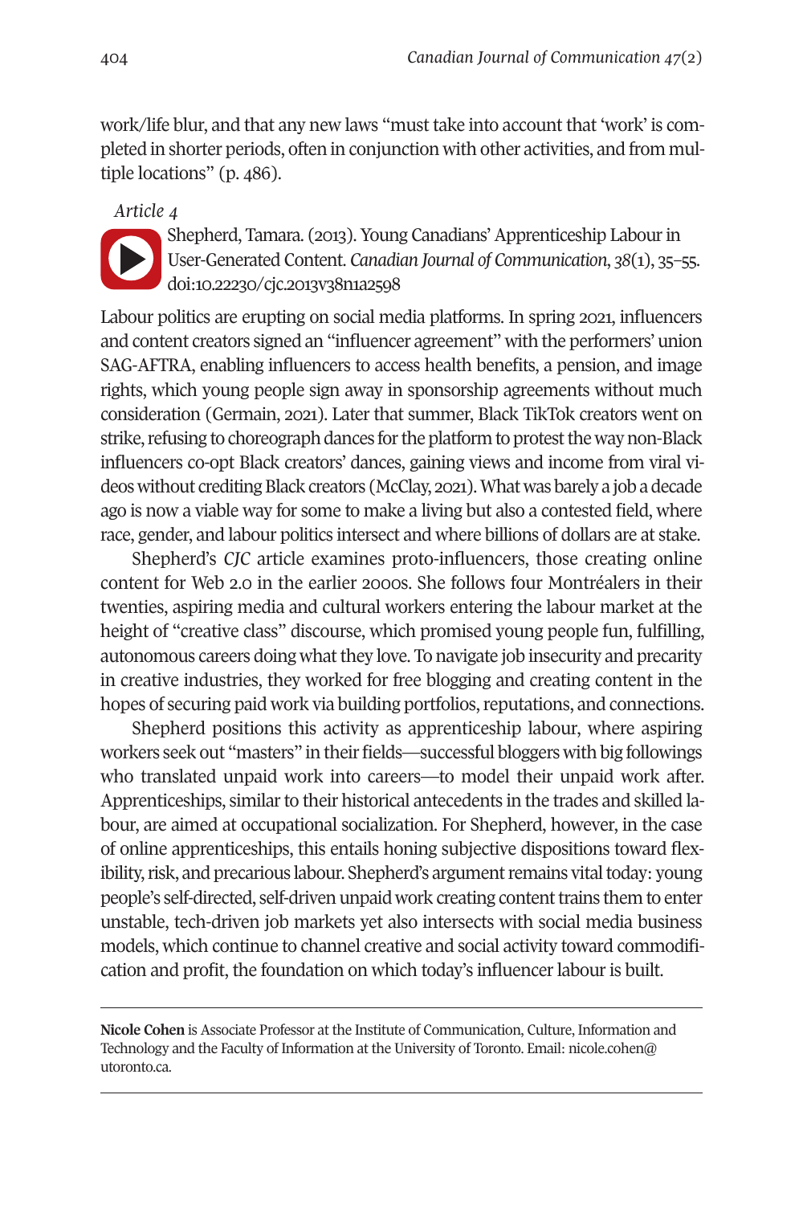work/life blur, and that any new laws "must take into account that 'work' is completed in shorter periods, often in conjunction with other activities, and from multiple locations" (p. 486).

*Article 4*

Shepherd, Tamara. (2013). Young Canadians' Apprenticeship Labour in User-Generated Content. *Canadian Journal of Communication*, *38*(1), 35–55. doi:10.22230/cjc.2013v38n1a2598

Labour politics are erupting on social media platforms. In spring 2021, influencers and content creators signed an "influencer agreement" with the performers' union SAG-AFTRA, enabling influencers to access health benefits, a pension, and image rights, which young people sign away in sponsorship agreements without much consideration (Germain, 2021). Later that summer, Black TikTok creators went on strike, refusing to choreograph dances for the platform to protest the way non-Black influencers co-opt Black creators' dances, gaining views and income from viral videos without crediting Black creators (McClay, 2021). What was barely a job a decade ago is now a viable way for some to make a living but also a contested field, where race, gender, and labour politics intersect and where billions of dollars are at stake.

Shepherd's *CJC* article examines proto-influencers, those creating online content for Web 2.0 in the earlier 2000s. She follows four Montréalers in their twenties, aspiring media and cultural workers entering the labour market at the height of "creative class" discourse, which promised young people fun, fulfilling, autonomous careers doing what they love. To navigate job insecurity and precarity in creative industries, they worked for free blogging and creating content in the hopes of securing paid work via building portfolios, reputations, and connections.

Shepherd positions this activity as apprenticeship labour, where aspiring workers seek out "masters" in their fields—successful bloggers with big followings who translated unpaid work into careers—to model their unpaid work after. Apprenticeships, similar to their historical antecedents in the trades and skilled labour, are aimed at occupational socialization. For Shepherd, however, in the case of online apprenticeships, this entails honing subjective dispositions toward flexibility, risk, and precarious labour. Shepherd's argument remains vital today: young people's self-directed, self-driven unpaid work creating content trains them to enter unstable, tech-driven job markets yet also intersects with social media business models, which continue to channel creative and social activity toward commodification and profit, the foundation on which today's influencer labour is built.

---

**Nicole Cohen** is Associate Professor at the Institute of Communication, Culture, Information and Technology and the Faculty of Information at the University of Toronto. Email: nicole.cohen@utoronto.ca.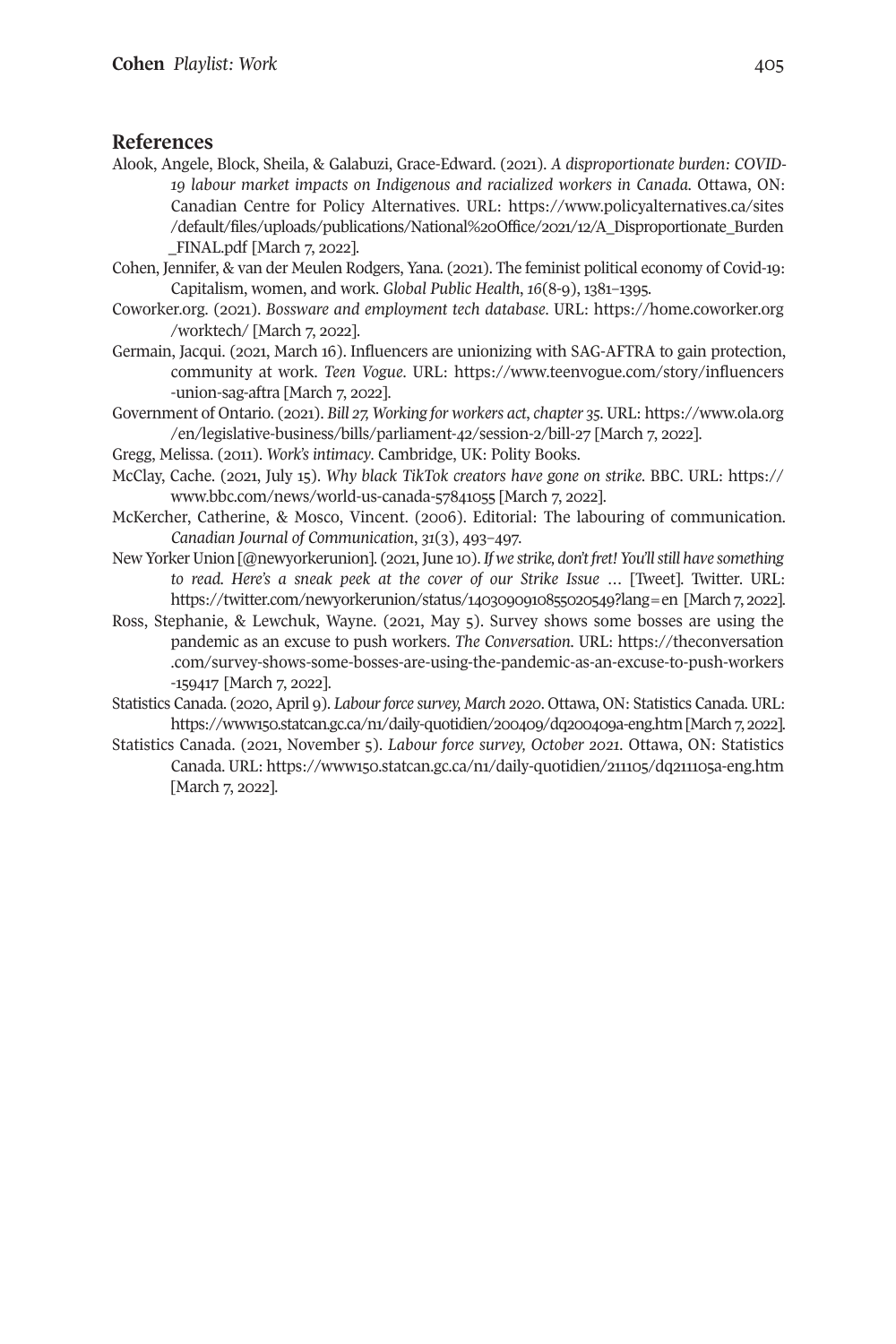## References

Alook, Angele, Block, Sheila, & Galabuzi, Grace-Edward. (2021). *A disproportionate burden: COVID-19 labour market impacts on Indigenous and racialized workers in Canada.* Ottawa, ON: Canadian Centre for Policy Alternatives. URL: https://www.policyalternatives.ca/sites/default/files/uploads/publications/National%20Office/2021/12/A_Disproportionate_Burden_FINAL.pdf [March 7, 2022].

Cohen, Jennifer, & van der Meulen Rodgers, Yana. (2021). The feminist political economy of Covid-19: Capitalism, women, and work. *Global Public Health*, *16*(8-9), 1381–1395.

Coworker.org. (2021). *Bossware and employment tech database.* URL: https://home.coworker.org/worktech/ [March 7, 2022].

Germain, Jacqui. (2021, March 16). Influencers are unionizing with SAG-AFTRA to gain protection, community at work. *Teen Vogue*. URL: https://www.teenvogue.com/story/influencers-union-sag-aftra [March 7, 2022].

Government of Ontario. (2021). *Bill 27, Working for workers act, chapter 35*. URL: https://www.ola.org/en/legislative-business/bills/parliament-42/session-2/bill-27 [March 7, 2022].

Gregg, Melissa. (2011). *Work's intimacy*. Cambridge, UK: Polity Books.

McClay, Cache. (2021, July 15). *Why black TikTok creators have gone on strike.* BBC. URL: https://www.bbc.com/news/world-us-canada-57841055 [March 7, 2022].

McKercher, Catherine, & Mosco, Vincent. (2006). Editorial: The labouring of communication. *Canadian Journal of Communication*, *31*(3), 493–497.

New Yorker Union [@newyorkerunion]. (2021, June 10). *If we strike, don't fret! You'll still have something to read. Here's a sneak peek at the cover of our Strike Issue …* [Tweet]. Twitter. URL: https://twitter.com/newyorkerunion/status/1403090910855020549?lang=en [March 7, 2022].

Ross, Stephanie, & Lewchuk, Wayne. (2021, May 5). Survey shows some bosses are using the pandemic as an excuse to push workers. *The Conversation*. URL: https://theconversation.com/survey-shows-some-bosses-are-using-the-pandemic-as-an-excuse-to-push-workers-159417 [March 7, 2022].

Statistics Canada. (2020, April 9). *Labour force survey, March 2020*. Ottawa, ON: Statistics Canada. URL: https://www150.statcan.gc.ca/n1/daily-quotidien/200409/dq200409a-eng.htm [March 7, 2022].

Statistics Canada. (2021, November 5). *Labour force survey, October 2021.* Ottawa, ON: Statistics Canada. URL: https://www150.statcan.gc.ca/n1/daily-quotidien/211105/dq211105a-eng.htm [March 7, 2022].